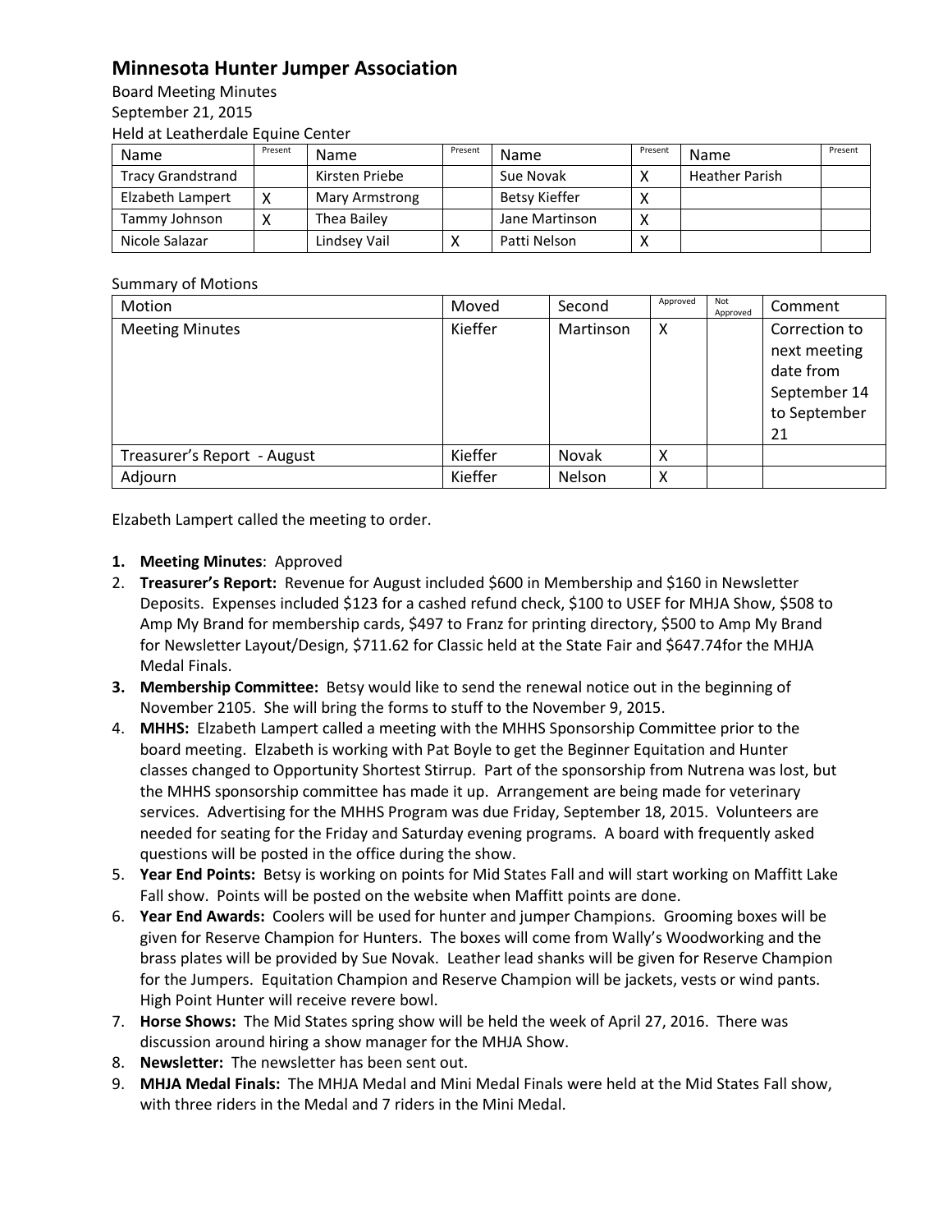# Minnesota Hunter Jumper Association

Board Meeting Minutes
September 21, 2015
Held at Leatherdale Equine Center

| Name | Present | Name | Present | Name | Present | Name | Present |
|---|---|---|---|---|---|---|---|
| Tracy Grandstrand | | Kirsten Priebe | | Sue Novak | X | Heather Parish | |
| Elizabeth Lampert | X | Mary Armstrong | | Betsy Kieffer | X | | |
| Tammy Johnson | X | Thea Bailey | | Jane Martinson | X | | |
| Nicole Salazar | | Lindsey Vail | X | Patti Nelson | X | | |

Summary of Motions

| Motion | Moved | Second | Approved | Not Approved | Comment |
|---|---|---|---|---|---|
| Meeting Minutes | Kieffer | Martinson | X | | Correction to next meeting date from September 14 to September 21 |
| Treasurer's Report - August | Kieffer | Novak | X | | |
| Adjourn | Kieffer | Nelson | X | | |

Elzabeth Lampert called the meeting to order.

1. **Meeting Minutes**: Approved
2. **Treasurer's Report:** Revenue for August included $600 in Membership and $160 in Newsletter Deposits. Expenses included $123 for a cashed refund check, $100 to USEF for MHJA Show, $508 to Amp My Brand for membership cards, $497 to Franz for printing directory, $500 to Amp My Brand for Newsletter Layout/Design, $711.62 for Classic held at the State Fair and $647.74for the MHJA Medal Finals.
3. **Membership Committee:** Betsy would like to send the renewal notice out in the beginning of November 2105. She will bring the forms to stuff to the November 9, 2015.
4. **MHHS:** Elzabeth Lampert called a meeting with the MHHS Sponsorship Committee prior to the board meeting. Elizabeth is working with Pat Boyle to get the Beginner Equitation and Hunter classes changed to Opportunity Shortest Stirrup. Part of the sponsorship from Nutrena was lost, but the MHHS sponsorship committee has made it up. Arrangement are being made for veterinary services. Advertising for the MHHS Program was due Friday, September 18, 2015. Volunteers are needed for seating for the Friday and Saturday evening programs. A board with frequently asked questions will be posted in the office during the show.
5. **Year End Points:** Betsy is working on points for Mid States Fall and will start working on Maffitt Lake Fall show. Points will be posted on the website when Maffitt points are done.
6. **Year End Awards:** Coolers will be used for hunter and jumper Champions. Grooming boxes will be given for Reserve Champion for Hunters. The boxes will come from Wally's Woodworking and the brass plates will be provided by Sue Novak. Leather lead shanks will be given for Reserve Champion for the Jumpers. Equitation Champion and Reserve Champion will be jackets, vests or wind pants. High Point Hunter will receive revere bowl.
7. **Horse Shows:** The Mid States spring show will be held the week of April 27, 2016. There was discussion around hiring a show manager for the MHJA Show.
8. **Newsletter:** The newsletter has been sent out.
9. **MHJA Medal Finals:** The MHJA Medal and Mini Medal Finals were held at the Mid States Fall show, with three riders in the Medal and 7 riders in the Mini Medal.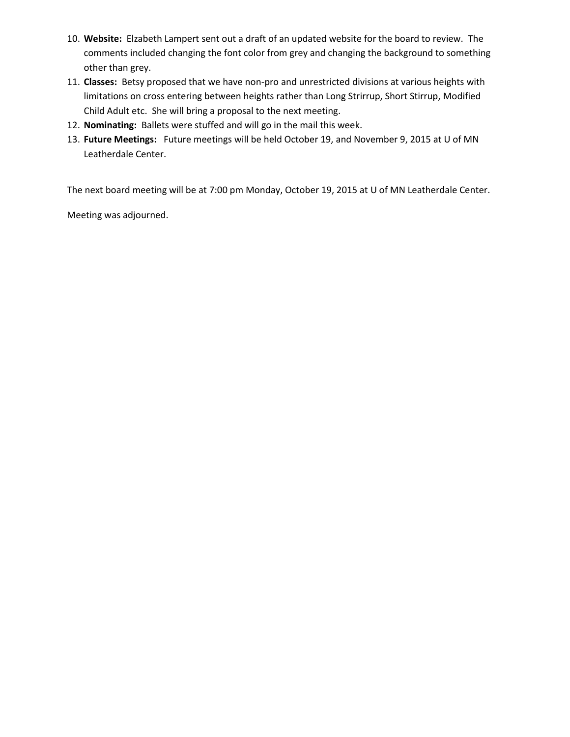10. **Website:** Elzabeth Lampert sent out a draft of an updated website for the board to review. The comments included changing the font color from grey and changing the background to something other than grey.
11. **Classes:** Betsy proposed that we have non-pro and unrestricted divisions at various heights with limitations on cross entering between heights rather than Long Strirrup, Short Stirrup, Modified Child Adult etc. She will bring a proposal to the next meeting.
12. **Nominating:** Ballets were stuffed and will go in the mail this week.
13. **Future Meetings:** Future meetings will be held October 19, and November 9, 2015 at U of MN Leatherdale Center.

The next board meeting will be at 7:00 pm Monday, October 19, 2015 at U of MN Leatherdale Center.

Meeting was adjourned.